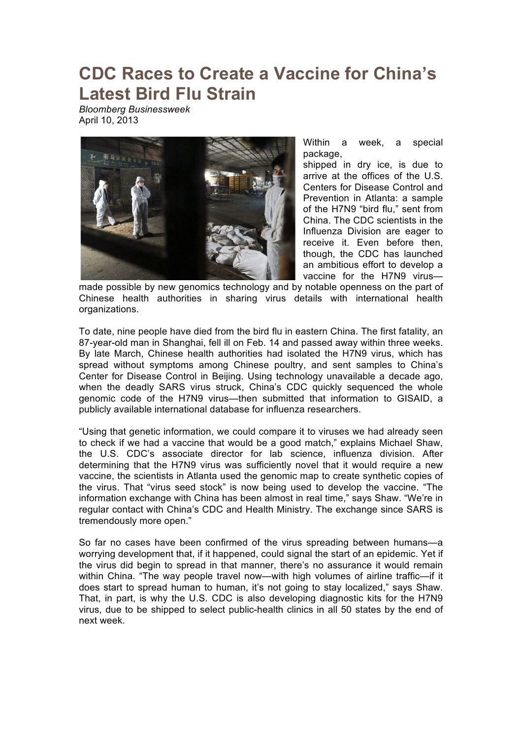# CDC Races to Create a Vaccine for China's Latest Bird Flu Strain

*Bloomberg Businessweek*
April 10, 2013

Within a week, a special package, shipped in dry ice, is due to arrive at the offices of the U.S. Centers for Disease Control and Prevention in Atlanta: a sample of the H7N9 "bird flu," sent from China. The CDC scientists in the Influenza Division are eager to receive it. Even before then, though, the CDC has launched an ambitious effort to develop a vaccine for the H7N9 virus—made possible by new genomics technology and by notable openness on the part of Chinese health authorities in sharing virus details with international health organizations.

To date, nine people have died from the bird flu in eastern China. The first fatality, an 87-year-old man in Shanghai, fell ill on Feb. 14 and passed away within three weeks. By late March, Chinese health authorities had isolated the H7N9 virus, which has spread without symptoms among Chinese poultry, and sent samples to China's Center for Disease Control in Beijing. Using technology unavailable a decade ago, when the deadly SARS virus struck, China's CDC quickly sequenced the whole genomic code of the H7N9 virus—then submitted that information to GISAID, a publicly available international database for influenza researchers.

"Using that genetic information, we could compare it to viruses we had already seen to check if we had a vaccine that would be a good match," explains Michael Shaw, the U.S. CDC's associate director for lab science, influenza division. After determining that the H7N9 virus was sufficiently novel that it would require a new vaccine, the scientists in Atlanta used the genomic map to create synthetic copies of the virus. That "virus seed stock" is now being used to develop the vaccine. "The information exchange with China has been almost in real time," says Shaw. "We're in regular contact with China's CDC and Health Ministry. The exchange since SARS is tremendously more open."

So far no cases have been confirmed of the virus spreading between humans—a worrying development that, if it happened, could signal the start of an epidemic. Yet if the virus did begin to spread in that manner, there's no assurance it would remain within China. "The way people travel now—with high volumes of airline traffic—if it does start to spread human to human, it's not going to stay localized," says Shaw. That, in part, is why the U.S. CDC is also developing diagnostic kits for the H7N9 virus, due to be shipped to select public-health clinics in all 50 states by the end of next week.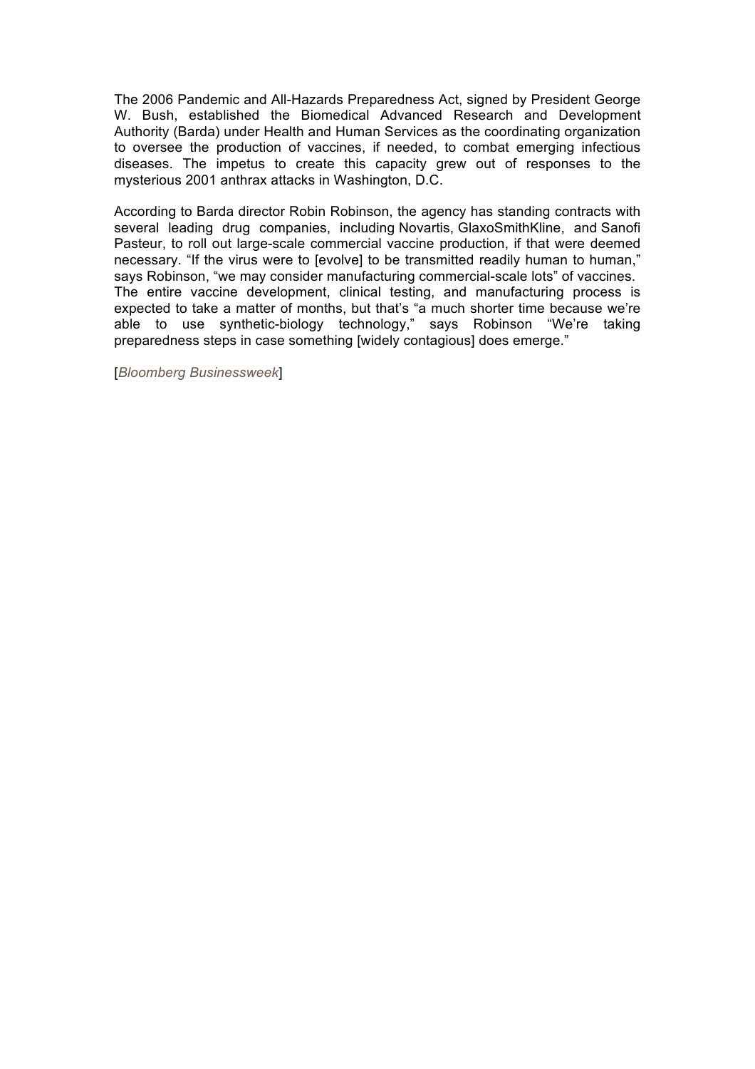The 2006 Pandemic and All-Hazards Preparedness Act, signed by President George W. Bush, established the Biomedical Advanced Research and Development Authority (Barda) under Health and Human Services as the coordinating organization to oversee the production of vaccines, if needed, to combat emerging infectious diseases. The impetus to create this capacity grew out of responses to the mysterious 2001 anthrax attacks in Washington, D.C.

According to Barda director Robin Robinson, the agency has standing contracts with several leading drug companies, including Novartis, GlaxoSmithKline, and Sanofi Pasteur, to roll out large-scale commercial vaccine production, if that were deemed necessary. "If the virus were to [evolve] to be transmitted readily human to human," says Robinson, "we may consider manufacturing commercial-scale lots" of vaccines. The entire vaccine development, clinical testing, and manufacturing process is expected to take a matter of months, but that's "a much shorter time because we're able to use synthetic-biology technology," says Robinson "We're taking preparedness steps in case something [widely contagious] does emerge."

[*Bloomberg Businessweek*]